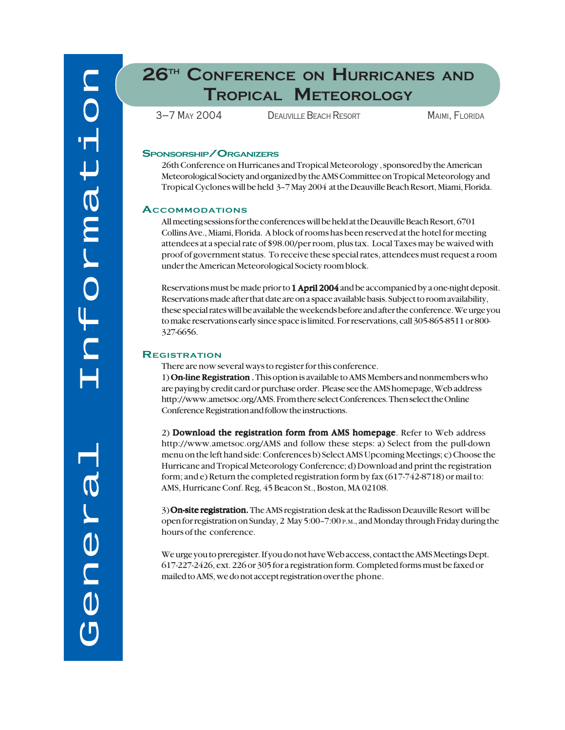# General Information

# 26TH CONFERENCE ON HURRICANES AND TROPICAL METEOROLOGY

3–7 MAY 2004 DEAUVILLE BEACH RESORT MAIMI, FLORIDA

## SPONSORSHIP/ORGANIZERS

26th Conference on Hurricanes and Tropical Meteorology , sponsored by the American Meteorological Society and organized by the AMS Committee on Tropical Meteorology and Tropical Cyclones will be held 3–7 May 2004 at the Deauville Beach Resort, Miami, Florida.

## ACCOMMODATIONS

All meeting sessions for the conferences will be held at the Deauville Beach Resort, 6701 Collins Ave., Miami, Florida. A block of rooms has been reserved at the hotel for meeting attendees at a special rate of $98.00/per room, plus tax. Local Taxes may be waived with proof of government status. To receive these special rates, attendees must request a room under the American Meteorological Society room block.

Reservations must be made prior to **1 April 2004** and be accompanied by a one-night deposit. Reservations made after that date are on a space available basis. Subject to room availability, these special rates will be available the weekends before and after the conference. We urge you to make reservations early since space is limited. For reservations, call 305-865-8511 or 800-327-6656.

## REGISTRATION

There are now several ways to register for this conference.

1) **On-line Registration .** This option is available to AMS Members and nonmembers who are paying by credit card or purchase order. Please see the AMS homepage, Web address http://www.ametsoc.org/AMS. From there select Conferences. Then select the Online Conference Registration and follow the instructions.

2) **Download the registration form from AMS homepage**. Refer to Web address http://www.ametsoc.org/AMS and follow these steps: a) Select from the pull-down menu on the left hand side: Conferences b) Select AMS Upcoming Meetings; c) Choose the Hurricane and Tropical Meteorology Conference; d) Download and print the registration form; and e) Return the completed registration form by fax (617-742-8718) or mail to: AMS, Hurricane Conf. Reg, 45 Beacon St., Boston, MA 02108.

3) **On-site registration.** The AMS registration desk at the Radisson Deauville Resort will be open for registration on Sunday, 2 May 5:00–7:00 P.M., and Monday through Friday during the hours of the conference.

We urge you to preregister. If you do not have Web access, contact the AMS Meetings Dept. 617-227-2426, ext. 226 or 305 for a registration form. Completed forms must be faxed or mailed to AMS, we do not accept registration over the phone.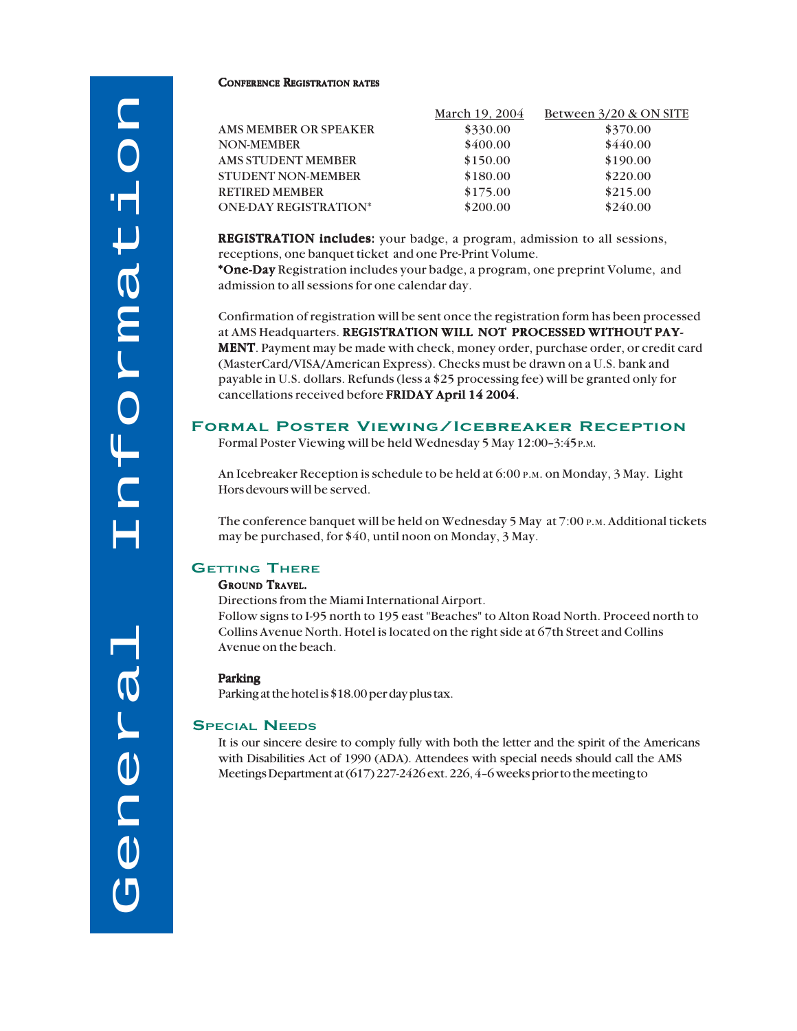# General Information

### Conference Registration rates

| | March 19, 2004 | Between 3/20 & ON SITE |
|---|---|---|
| AMS MEMBER OR SPEAKER | $330.00 | $370.00 |
| NON-MEMBER | $400.00 | $440.00 |
| AMS STUDENT MEMBER | $150.00 | $190.00 |
| STUDENT NON-MEMBER | $180.00 | $220.00 |
| RETIRED MEMBER | $175.00 | $215.00 |
| ONE-DAY REGISTRATION* | $200.00 | $240.00 |

**REGISTRATION includes:** your badge, a program, admission to all sessions, receptions, one banquet ticket and one Pre-Print Volume.
***One-Day** Registration includes your badge, a program, one preprint Volume, and admission to all sessions for one calendar day.

Confirmation of registration will be sent once the registration form has been processed at AMS Headquarters. **REGISTRATION WILL NOT PROCESSED WITHOUT PAYMENT**. Payment may be made with check, money order, purchase order, or credit card (MasterCard/VISA/American Express). Checks must be drawn on a U.S. bank and payable in U.S. dollars. Refunds (less a $25 processing fee) will be granted only for cancellations received before **FRIDAY April 14 2004.**

## Formal Poster Viewing/Icebreaker Reception

Formal Poster Viewing will be held Wednesday 5 May 12:00–3:45 P.M.

An Icebreaker Reception is schedule to be held at 6:00 P.M. on Monday, 3 May. Light Hors devours will be served.

The conference banquet will be held on Wednesday 5 May at 7:00 P.M. Additional tickets may be purchased, for $40, until noon on Monday, 3 May.

## Getting There

### Ground Travel.

Directions from the Miami International Airport.
Follow signs to I-95 north to 195 east "Beaches" to Alton Road North. Proceed north to Collins Avenue North. Hotel is located on the right side at 67th Street and Collins Avenue on the beach.

### Parking

Parking at the hotel is $18.00 per day plus tax.

## Special Needs

It is our sincere desire to comply fully with both the letter and the spirit of the Americans with Disabilities Act of 1990 (ADA). Attendees with special needs should call the AMS Meetings Department at (617) 227-2426 ext. 226, 4–6 weeks prior to the meeting to